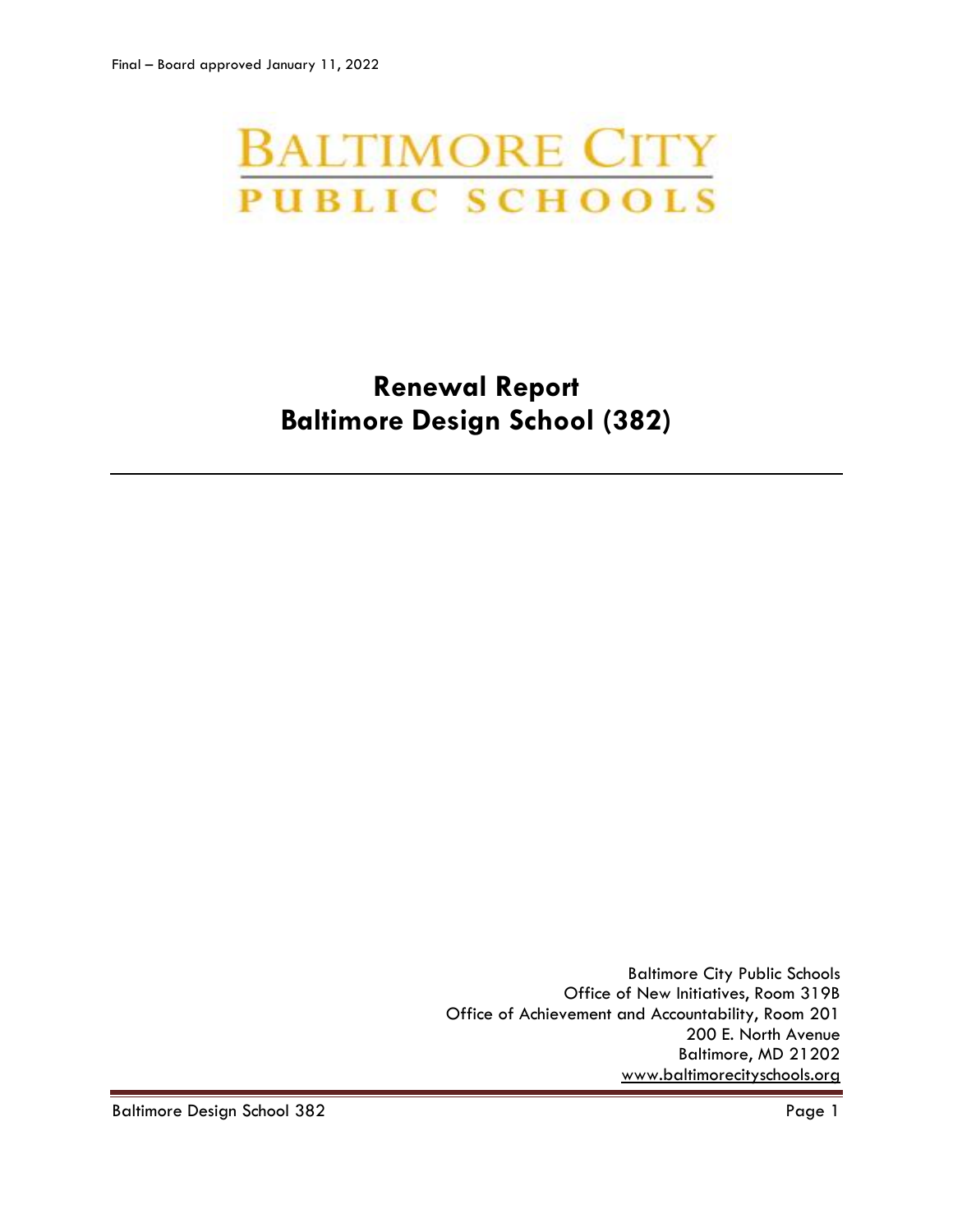Final – Board approved January 11, 2022

BALTIMORE CITY
PUBLIC SCHOOLS

# Renewal Report
# Baltimore Design School (382)

---

Baltimore City Public Schools
Office of New Initiatives, Room 319B
Office of Achievement and Accountability, Room 201
200 E. North Avenue
Baltimore, MD 21202
www.baltimorecityschools.org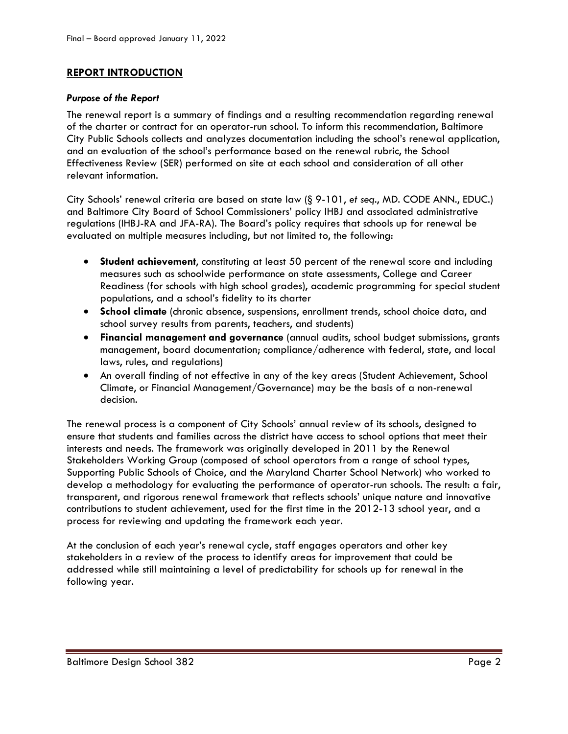## REPORT INTRODUCTION

### *Purpose of the Report*

The renewal report is a summary of findings and a resulting recommendation regarding renewal of the charter or contract for an operator-run school. To inform this recommendation, Baltimore City Public Schools collects and analyzes documentation including the school's renewal application, and an evaluation of the school's performance based on the renewal rubric, the School Effectiveness Review (SER) performed on site at each school and consideration of all other relevant information.

City Schools' renewal criteria are based on state law (§ 9-101, *et seq*., MD. CODE ANN., EDUC.) and Baltimore City Board of School Commissioners' policy IHBJ and associated administrative regulations (IHBJ-RA and JFA-RA). The Board's policy requires that schools up for renewal be evaluated on multiple measures including, but not limited to, the following:

- **Student achievement**, constituting at least 50 percent of the renewal score and including measures such as schoolwide performance on state assessments, College and Career Readiness (for schools with high school grades), academic programming for special student populations, and a school's fidelity to its charter
- **School climate** (chronic absence, suspensions, enrollment trends, school choice data, and school survey results from parents, teachers, and students)
- **Financial management and governance** (annual audits, school budget submissions, grants management, board documentation; compliance/adherence with federal, state, and local laws, rules, and regulations)
- An overall finding of not effective in any of the key areas (Student Achievement, School Climate, or Financial Management/Governance) may be the basis of a non-renewal decision.

The renewal process is a component of City Schools' annual review of its schools, designed to ensure that students and families across the district have access to school options that meet their interests and needs. The framework was originally developed in 2011 by the Renewal Stakeholders Working Group (composed of school operators from a range of school types, Supporting Public Schools of Choice, and the Maryland Charter School Network) who worked to develop a methodology for evaluating the performance of operator-run schools. The result: a fair, transparent, and rigorous renewal framework that reflects schools' unique nature and innovative contributions to student achievement, used for the first time in the 2012-13 school year, and a process for reviewing and updating the framework each year.

At the conclusion of each year's renewal cycle, staff engages operators and other key stakeholders in a review of the process to identify areas for improvement that could be addressed while still maintaining a level of predictability for schools up for renewal in the following year.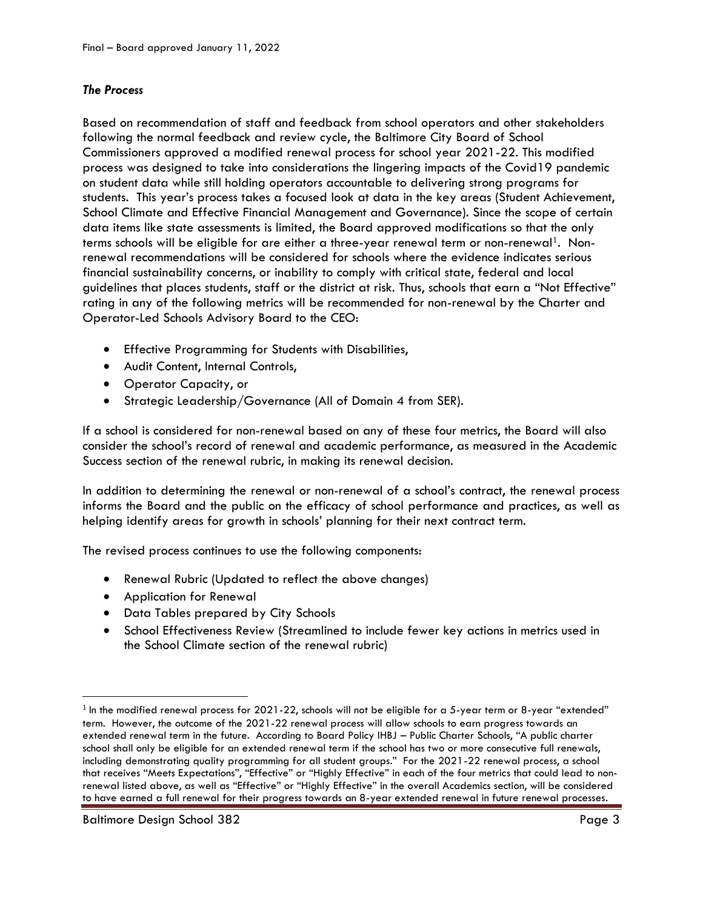### *The Process*

Based on recommendation of staff and feedback from school operators and other stakeholders following the normal feedback and review cycle, the Baltimore City Board of School Commissioners approved a modified renewal process for school year 2021-22. This modified process was designed to take into considerations the lingering impacts of the Covid19 pandemic on student data while still holding operators accountable to delivering strong programs for students. This year's process takes a focused look at data in the key areas (Student Achievement, School Climate and Effective Financial Management and Governance). Since the scope of certain data items like state assessments is limited, the Board approved modifications so that the only terms schools will be eligible for are either a three-year renewal term or non-renewal[1]. Non-renewal recommendations will be considered for schools where the evidence indicates serious financial sustainability concerns, or inability to comply with critical state, federal and local guidelines that places students, staff or the district at risk. Thus, schools that earn a "Not Effective" rating in any of the following metrics will be recommended for non-renewal by the Charter and Operator-Led Schools Advisory Board to the CEO:

- Effective Programming for Students with Disabilities,
- Audit Content, Internal Controls,
- Operator Capacity, or
- Strategic Leadership/Governance (All of Domain 4 from SER).

If a school is considered for non-renewal based on any of these four metrics, the Board will also consider the school's record of renewal and academic performance, as measured in the Academic Success section of the renewal rubric, in making its renewal decision.

In addition to determining the renewal or non-renewal of a school's contract, the renewal process informs the Board and the public on the efficacy of school performance and practices, as well as helping identify areas for growth in schools' planning for their next contract term.

The revised process continues to use the following components:

- Renewal Rubric (Updated to reflect the above changes)
- Application for Renewal
- Data Tables prepared by City Schools
- School Effectiveness Review (Streamlined to include fewer key actions in metrics used in the School Climate section of the renewal rubric)

---

[1] In the modified renewal process for 2021-22, schools will not be eligible for a 5-year term or 8-year "extended" term. However, the outcome of the 2021-22 renewal process will allow schools to earn progress towards an extended renewal term in the future. According to Board Policy IHBJ – Public Charter Schools, "A public charter school shall only be eligible for an extended renewal term if the school has two or more consecutive full renewals, including demonstrating quality programming for all student groups." For the 2021-22 renewal process, a school that receives "Meets Expectations", "Effective" or "Highly Effective" in each of the four metrics that could lead to non-renewal listed above, as well as "Effective" or "Highly Effective" in the overall Academics section, will be considered to have earned a full renewal for their progress towards an 8-year extended renewal in future renewal processes.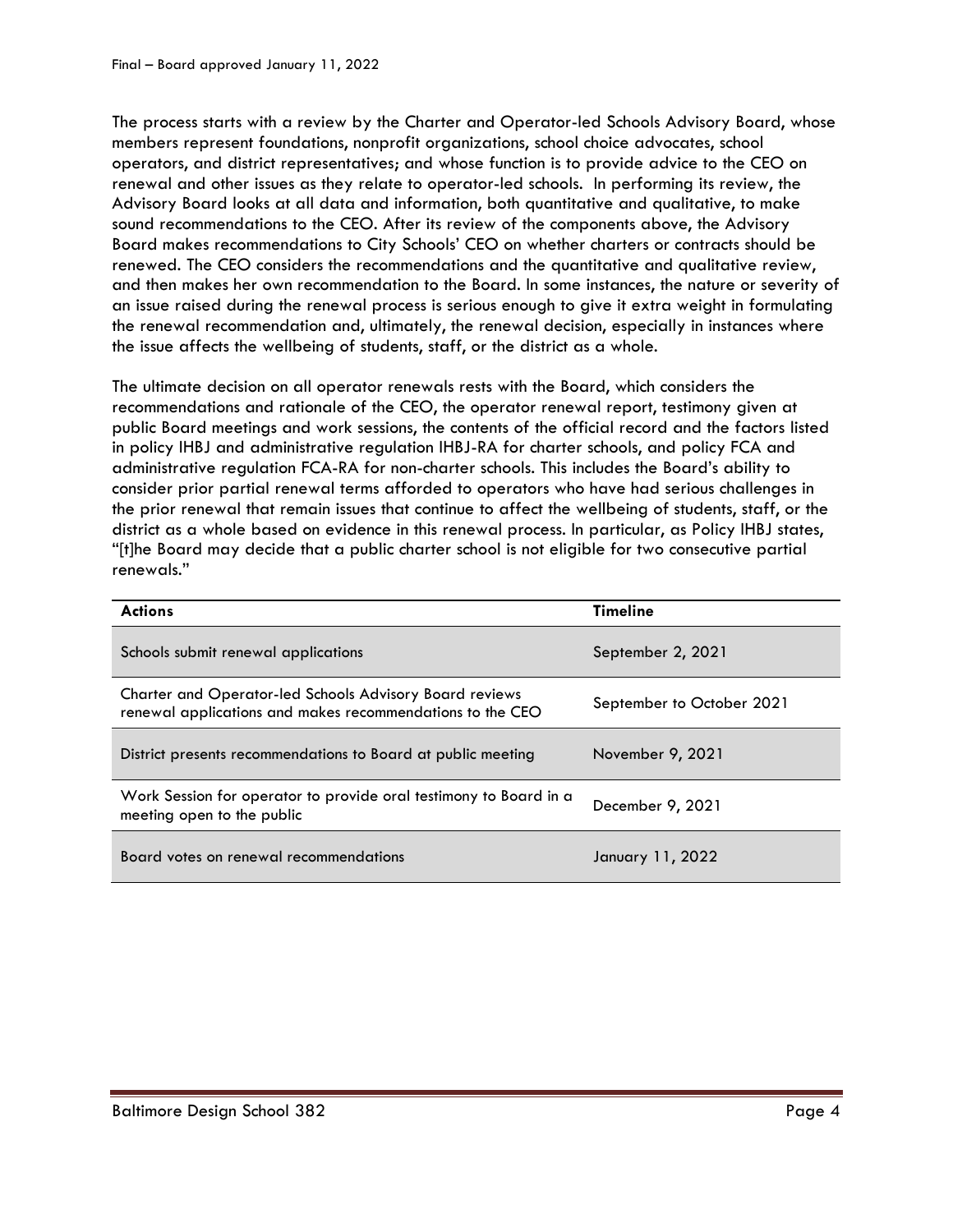The process starts with a review by the Charter and Operator-led Schools Advisory Board, whose members represent foundations, nonprofit organizations, school choice advocates, school operators, and district representatives; and whose function is to provide advice to the CEO on renewal and other issues as they relate to operator-led schools. In performing its review, the Advisory Board looks at all data and information, both quantitative and qualitative, to make sound recommendations to the CEO. After its review of the components above, the Advisory Board makes recommendations to City Schools' CEO on whether charters or contracts should be renewed. The CEO considers the recommendations and the quantitative and qualitative review, and then makes her own recommendation to the Board. In some instances, the nature or severity of an issue raised during the renewal process is serious enough to give it extra weight in formulating the renewal recommendation and, ultimately, the renewal decision, especially in instances where the issue affects the wellbeing of students, staff, or the district as a whole.

The ultimate decision on all operator renewals rests with the Board, which considers the recommendations and rationale of the CEO, the operator renewal report, testimony given at public Board meetings and work sessions, the contents of the official record and the factors listed in policy IHBJ and administrative regulation IHBJ-RA for charter schools, and policy FCA and administrative regulation FCA-RA for non-charter schools. This includes the Board's ability to consider prior partial renewal terms afforded to operators who have had serious challenges in the prior renewal that remain issues that continue to affect the wellbeing of students, staff, or the district as a whole based on evidence in this renewal process. In particular, as Policy IHBJ states, "[t]he Board may decide that a public charter school is not eligible for two consecutive partial renewals."

| **Actions** | **Timeline** |
|---|---|
| Schools submit renewal applications | September 2, 2021 |
| Charter and Operator-led Schools Advisory Board reviews renewal applications and makes recommendations to the CEO | September to October 2021 |
| District presents recommendations to Board at public meeting | November 9, 2021 |
| Work Session for operator to provide oral testimony to Board in a meeting open to the public | December 9, 2021 |
| Board votes on renewal recommendations | January 11, 2022 |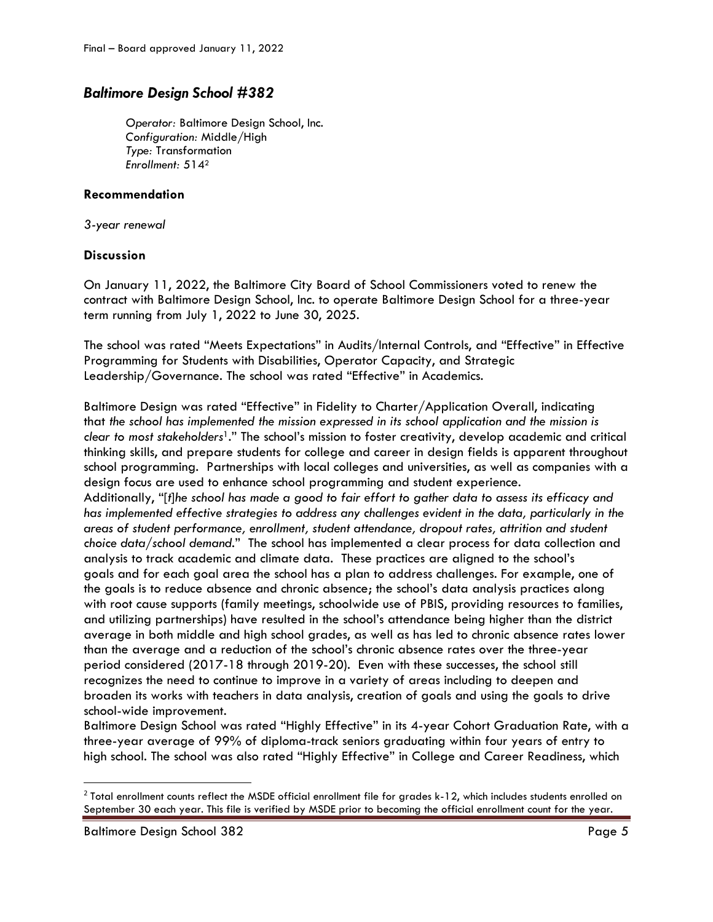Final – Board approved January 11, 2022

## *Baltimore Design School #382*

*Operator:* Baltimore Design School, Inc.
*Configuration:* Middle/High
*Type:* Transformation
*Enrollment:* 514[2]

### Recommendation

*3-year renewal*

### Discussion

On January 11, 2022, the Baltimore City Board of School Commissioners voted to renew the contract with Baltimore Design School, Inc. to operate Baltimore Design School for a three-year term running from July 1, 2022 to June 30, 2025.

The school was rated "Meets Expectations" in Audits/Internal Controls, and "Effective" in Effective Programming for Students with Disabilities, Operator Capacity, and Strategic Leadership/Governance. The school was rated "Effective" in Academics.

Baltimore Design was rated "Effective" in Fidelity to Charter/Application Overall, indicating that *the school has implemented the mission expressed in its school application and the mission is clear to most stakeholders*[1]." The school's mission to foster creativity, develop academic and critical thinking skills, and prepare students for college and career in design fields is apparent throughout school programming. Partnerships with local colleges and universities, as well as companies with a design focus are used to enhance school programming and student experience.

Additionally, "[*t*]*he school has made a good to fair effort to gather data to assess its efficacy and has implemented effective strategies to address any challenges evident in the data, particularly in the areas of student performance, enrollment, student attendance, dropout rates, attrition and student choice data/school demand*." The school has implemented a clear process for data collection and analysis to track academic and climate data. These practices are aligned to the school's goals and for each goal area the school has a plan to address challenges. For example, one of the goals is to reduce absence and chronic absence; the school's data analysis practices along with root cause supports (family meetings, schoolwide use of PBIS, providing resources to families, and utilizing partnerships) have resulted in the school's attendance being higher than the district average in both middle and high school grades, as well as has led to chronic absence rates lower than the average and a reduction of the school's chronic absence rates over the three-year period considered (2017-18 through 2019-20). Even with these successes, the school still recognizes the need to continue to improve in a variety of areas including to deepen and broaden its works with teachers in data analysis, creation of goals and using the goals to drive school-wide improvement.

Baltimore Design School was rated "Highly Effective" in its 4-year Cohort Graduation Rate, with a three-year average of 99% of diploma-track seniors graduating within four years of entry to high school. The school was also rated "Highly Effective" in College and Career Readiness, which

---

[2] Total enrollment counts reflect the MSDE official enrollment file for grades k-12, which includes students enrolled on September 30 each year. This file is verified by MSDE prior to becoming the official enrollment count for the year.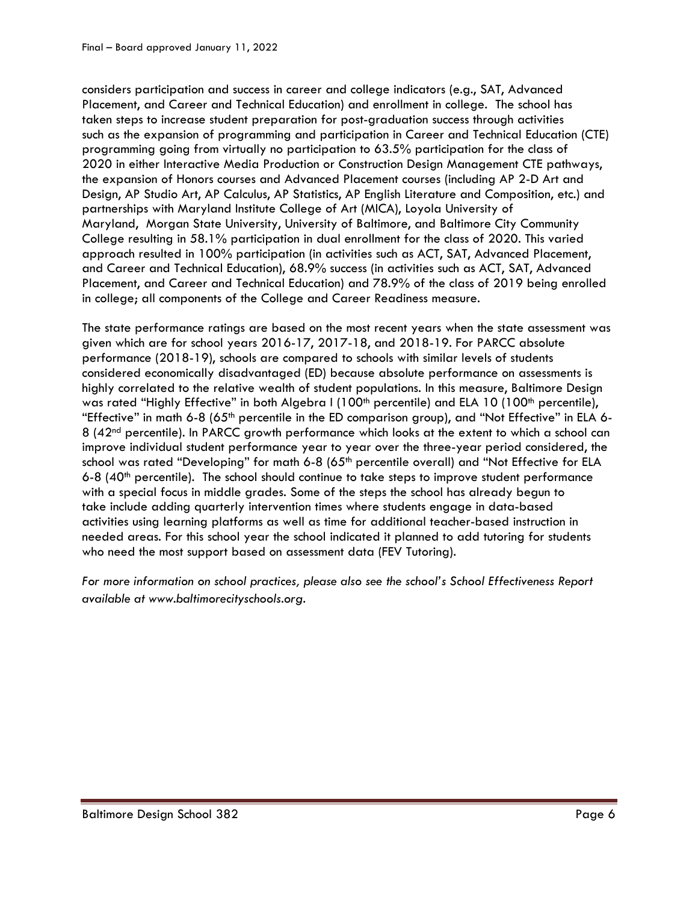considers participation and success in career and college indicators (e.g., SAT, Advanced Placement, and Career and Technical Education) and enrollment in college. The school has taken steps to increase student preparation for post-graduation success through activities such as the expansion of programming and participation in Career and Technical Education (CTE) programming going from virtually no participation to 63.5% participation for the class of 2020 in either Interactive Media Production or Construction Design Management CTE pathways, the expansion of Honors courses and Advanced Placement courses (including AP 2-D Art and Design, AP Studio Art, AP Calculus, AP Statistics, AP English Literature and Composition, etc.) and partnerships with Maryland Institute College of Art (MICA), Loyola University of Maryland, Morgan State University, University of Baltimore, and Baltimore City Community College resulting in 58.1% participation in dual enrollment for the class of 2020. This varied approach resulted in 100% participation (in activities such as ACT, SAT, Advanced Placement, and Career and Technical Education), 68.9% success (in activities such as ACT, SAT, Advanced Placement, and Career and Technical Education) and 78.9% of the class of 2019 being enrolled in college; all components of the College and Career Readiness measure.

The state performance ratings are based on the most recent years when the state assessment was given which are for school years 2016-17, 2017-18, and 2018-19. For PARCC absolute performance (2018-19), schools are compared to schools with similar levels of students considered economically disadvantaged (ED) because absolute performance on assessments is highly correlated to the relative wealth of student populations. In this measure, Baltimore Design was rated "Highly Effective" in both Algebra I (100th percentile) and ELA 10 (100th percentile), "Effective" in math 6-8 (65th percentile in the ED comparison group), and "Not Effective" in ELA 6-8 (42nd percentile). In PARCC growth performance which looks at the extent to which a school can improve individual student performance year to year over the three-year period considered, the school was rated "Developing" for math 6-8 (65th percentile overall) and "Not Effective for ELA 6-8 (40th percentile). The school should continue to take steps to improve student performance with a special focus in middle grades. Some of the steps the school has already begun to take include adding quarterly intervention times where students engage in data-based activities using learning platforms as well as time for additional teacher-based instruction in needed areas. For this school year the school indicated it planned to add tutoring for students who need the most support based on assessment data (FEV Tutoring).

*For more information on school practices, please also see the school's School Effectiveness Report available at www.baltimorecityschools.org.*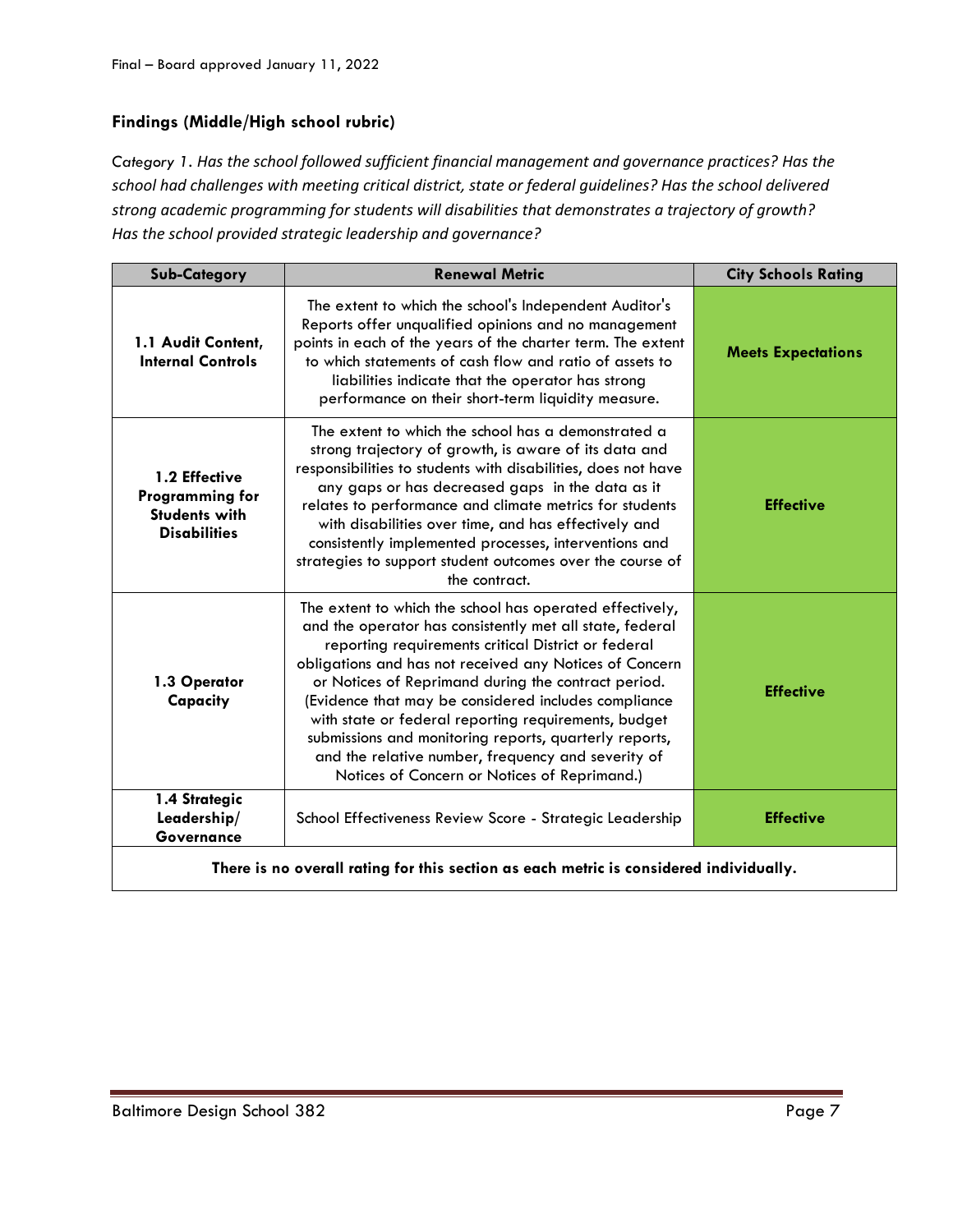### Findings (Middle/High school rubric)

Category 1. *Has the school followed sufficient financial management and governance practices? Has the school had challenges with meeting critical district, state or federal guidelines? Has the school delivered strong academic programming for students will disabilities that demonstrates a trajectory of growth? Has the school provided strategic leadership and governance?*

| Sub-Category | Renewal Metric | City Schools Rating |
|---|---|---|
| **1.1 Audit Content, Internal Controls** | The extent to which the school's Independent Auditor's Reports offer unqualified opinions and no management points in each of the years of the charter term. The extent to which statements of cash flow and ratio of assets to liabilities indicate that the operator has strong performance on their short-term liquidity measure. | **Meets Expectations** |
| **1.2 Effective Programming for Students with Disabilities** | The extent to which the school has a demonstrated a strong trajectory of growth, is aware of its data and responsibilities to students with disabilities, does not have any gaps or has decreased gaps in the data as it relates to performance and climate metrics for students with disabilities over time, and has effectively and consistently implemented processes, interventions and strategies to support student outcomes over the course of the contract. | **Effective** |
| **1.3 Operator Capacity** | The extent to which the school has operated effectively, and the operator has consistently met all state, federal reporting requirements critical District or federal obligations and has not received any Notices of Concern or Notices of Reprimand during the contract period. (Evidence that may be considered includes compliance with state or federal reporting requirements, budget submissions and monitoring reports, quarterly reports, and the relative number, frequency and severity of Notices of Concern or Notices of Reprimand.) | **Effective** |
| **1.4 Strategic Leadership/ Governance** | School Effectiveness Review Score - Strategic Leadership | **Effective** |
| **There is no overall rating for this section as each metric is considered individually.** | | |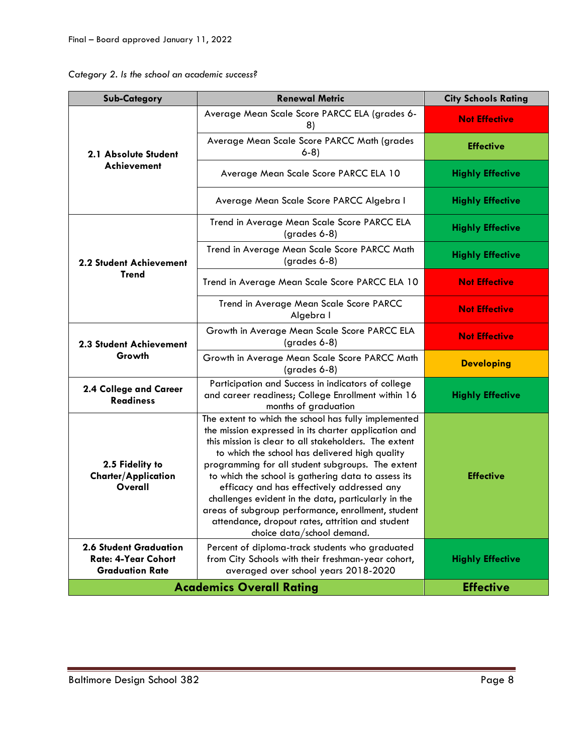*Category 2. Is the school an academic success?*

| Sub-Category | Renewal Metric | City Schools Rating |
|---|---|---|
| **2.1 Absolute Student Achievement** | Average Mean Scale Score PARCC ELA (grades 6-8) | **Not Effective** |
| | Average Mean Scale Score PARCC Math (grades 6-8) | **Effective** |
| | Average Mean Scale Score PARCC ELA 10 | **Highly Effective** |
| | Average Mean Scale Score PARCC Algebra I | **Highly Effective** |
| **2.2 Student Achievement Trend** | Trend in Average Mean Scale Score PARCC ELA (grades 6-8) | **Highly Effective** |
| | Trend in Average Mean Scale Score PARCC Math (grades 6-8) | **Highly Effective** |
| | Trend in Average Mean Scale Score PARCC ELA 10 | **Not Effective** |
| | Trend in Average Mean Scale Score PARCC Algebra I | **Not Effective** |
| **2.3 Student Achievement Growth** | Growth in Average Mean Scale Score PARCC ELA (grades 6-8) | **Not Effective** |
| | Growth in Average Mean Scale Score PARCC Math (grades 6-8) | **Developing** |
| **2.4 College and Career Readiness** | Participation and Success in indicators of college and career readiness; College Enrollment within 16 months of graduation | **Highly Effective** |
| **2.5 Fidelity to Charter/Application Overall** | The extent to which the school has fully implemented the mission expressed in its charter application and this mission is clear to all stakeholders. The extent to which the school has delivered high quality programming for all student subgroups. The extent to which the school is gathering data to assess its efficacy and has effectively addressed any challenges evident in the data, particularly in the areas of subgroup performance, enrollment, student attendance, dropout rates, attrition and student choice data/school demand. | **Effective** |
| **2.6 Student Graduation Rate: 4-Year Cohort Graduation Rate** | Percent of diploma-track students who graduated from City Schools with their freshman-year cohort, averaged over school years 2018-2020 | **Highly Effective** |
| **Academics Overall Rating** | | **Effective** |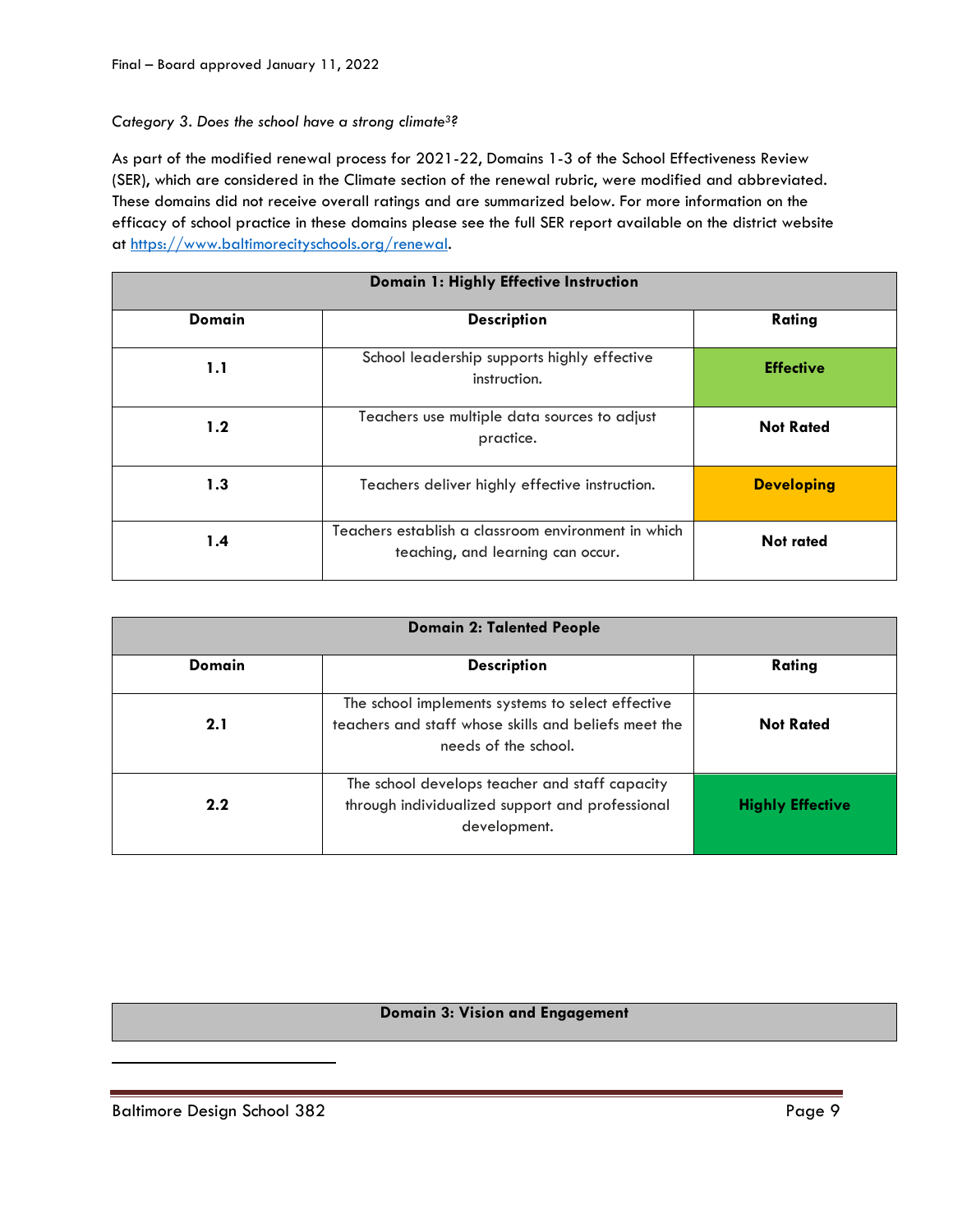*Category 3. Does the school have a strong climate[3]?*

As part of the modified renewal process for 2021-22, Domains 1-3 of the School Effectiveness Review (SER), which are considered in the Climate section of the renewal rubric, were modified and abbreviated. These domains did not receive overall ratings and are summarized below. For more information on the efficacy of school practice in these domains please see the full SER report available on the district website at https://www.baltimorecityschools.org/renewal.

| **Domain 1: Highly Effective Instruction** | | |
|---|---|---|
| **Domain** | **Description** | **Rating** |
| **1.1** | School leadership supports highly effective instruction. | **Effective** |
| **1.2** | Teachers use multiple data sources to adjust practice. | **Not Rated** |
| **1.3** | Teachers deliver highly effective instruction. | **Developing** |
| **1.4** | Teachers establish a classroom environment in which teaching, and learning can occur. | **Not rated** |

| **Domain 2: Talented People** | | |
|---|---|---|
| **Domain** | **Description** | **Rating** |
| **2.1** | The school implements systems to select effective teachers and staff whose skills and beliefs meet the needs of the school. | **Not Rated** |
| **2.2** | The school develops teacher and staff capacity through individualized support and professional development. | **Highly Effective** |

| **Domain 3: Vision and Engagement** |
|---|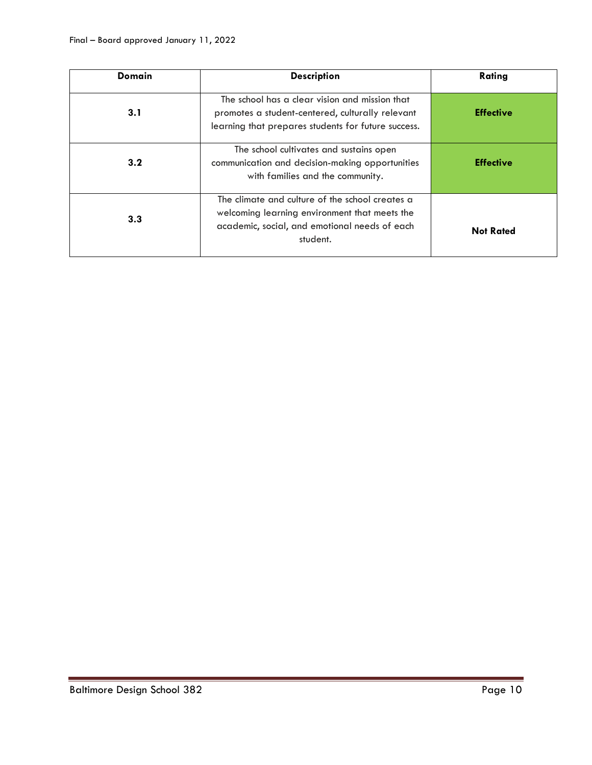| Domain | Description | Rating |
|---|---|---|
| 3.1 | The school has a clear vision and mission that promotes a student-centered, culturally relevant learning that prepares students for future success. | **Effective** |
| 3.2 | The school cultivates and sustains open communication and decision-making opportunities with families and the community. | **Effective** |
| 3.3 | The climate and culture of the school creates a welcoming learning environment that meets the academic, social, and emotional needs of each student. | **Not Rated** |